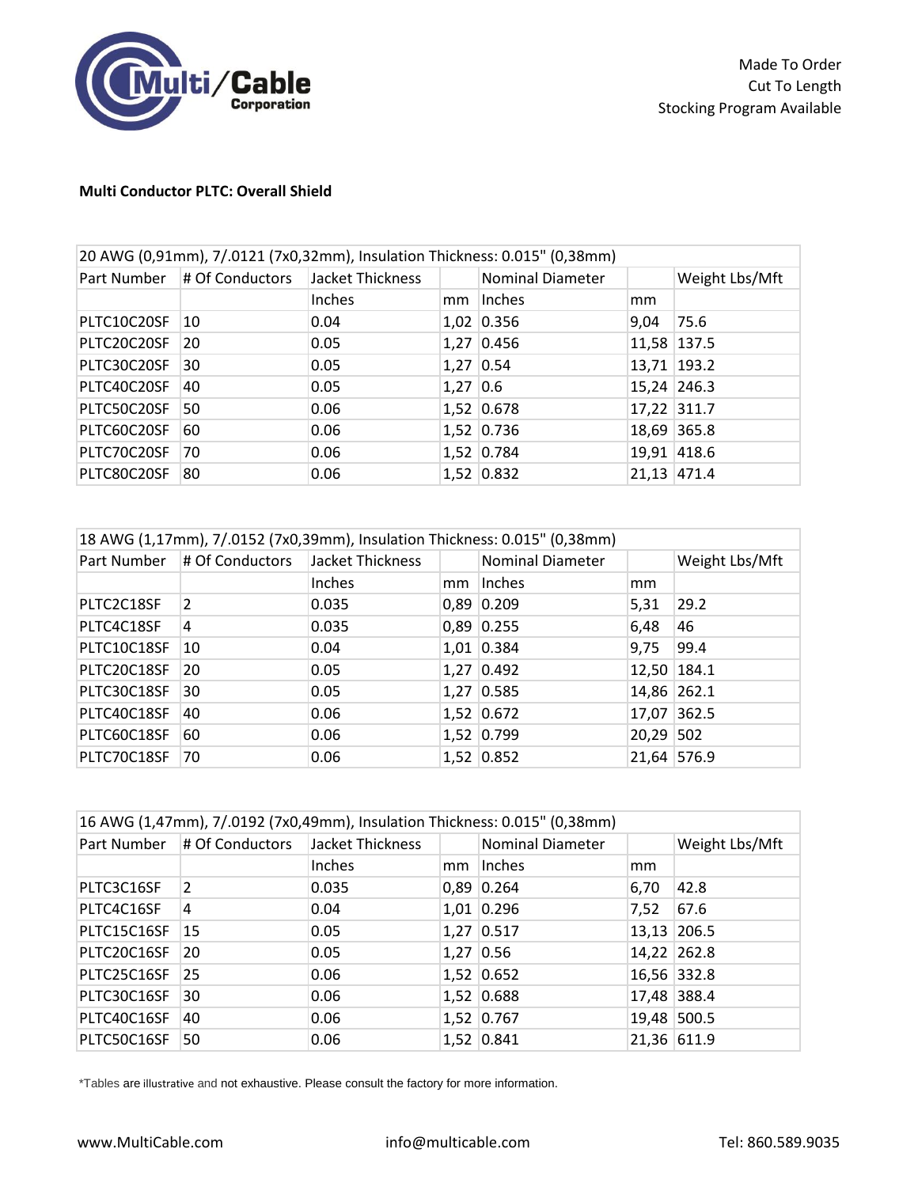Made To Order
Cut To Length
Stocking Program Available

**Multi Conductor PLTC: Overall Shield**

| 20 AWG (0,91mm), 7/.0121 (7x0,32mm), Insulation Thickness: 0.015" (0,38mm) | | | | | | |
|---|---|---|---|---|---|---|
| Part Number | # Of Conductors | Jacket Thickness | | Nominal Diameter | | Weight Lbs/Mft |
| | | Inches | mm | Inches | mm | |
| PLTC10C20SF | 10 | 0.04 | 1,02 | 0.356 | 9,04 | 75.6 |
| PLTC20C20SF | 20 | 0.05 | 1,27 | 0.456 | 11,58 | 137.5 |
| PLTC30C20SF | 30 | 0.05 | 1,27 | 0.54 | 13,71 | 193.2 |
| PLTC40C20SF | 40 | 0.05 | 1,27 | 0.6 | 15,24 | 246.3 |
| PLTC50C20SF | 50 | 0.06 | 1,52 | 0.678 | 17,22 | 311.7 |
| PLTC60C20SF | 60 | 0.06 | 1,52 | 0.736 | 18,69 | 365.8 |
| PLTC70C20SF | 70 | 0.06 | 1,52 | 0.784 | 19,91 | 418.6 |
| PLTC80C20SF | 80 | 0.06 | 1,52 | 0.832 | 21,13 | 471.4 |

| 18 AWG (1,17mm), 7/.0152 (7x0,39mm), Insulation Thickness: 0.015" (0,38mm) | | | | | | |
|---|---|---|---|---|---|---|
| Part Number | # Of Conductors | Jacket Thickness | | Nominal Diameter | | Weight Lbs/Mft |
| | | Inches | mm | Inches | mm | |
| PLTC2C18SF | 2 | 0.035 | 0,89 | 0.209 | 5,31 | 29.2 |
| PLTC4C18SF | 4 | 0.035 | 0,89 | 0.255 | 6,48 | 46 |
| PLTC10C18SF | 10 | 0.04 | 1,01 | 0.384 | 9,75 | 99.4 |
| PLTC20C18SF | 20 | 0.05 | 1,27 | 0.492 | 12,50 | 184.1 |
| PLTC30C18SF | 30 | 0.05 | 1,27 | 0.585 | 14,86 | 262.1 |
| PLTC40C18SF | 40 | 0.06 | 1,52 | 0.672 | 17,07 | 362.5 |
| PLTC60C18SF | 60 | 0.06 | 1,52 | 0.799 | 20,29 | 502 |
| PLTC70C18SF | 70 | 0.06 | 1,52 | 0.852 | 21,64 | 576.9 |

| 16 AWG (1,47mm), 7/.0192 (7x0,49mm), Insulation Thickness: 0.015" (0,38mm) | | | | | | |
|---|---|---|---|---|---|---|
| Part Number | # Of Conductors | Jacket Thickness | | Nominal Diameter | | Weight Lbs/Mft |
| | | Inches | mm | Inches | mm | |
| PLTC3C16SF | 2 | 0.035 | 0,89 | 0.264 | 6,70 | 42.8 |
| PLTC4C16SF | 4 | 0.04 | 1,01 | 0.296 | 7,52 | 67.6 |
| PLTC15C16SF | 15 | 0.05 | 1,27 | 0.517 | 13,13 | 206.5 |
| PLTC20C16SF | 20 | 0.05 | 1,27 | 0.56 | 14,22 | 262.8 |
| PLTC25C16SF | 25 | 0.06 | 1,52 | 0.652 | 16,56 | 332.8 |
| PLTC30C16SF | 30 | 0.06 | 1,52 | 0.688 | 17,48 | 388.4 |
| PLTC40C16SF | 40 | 0.06 | 1,52 | 0.767 | 19,48 | 500.5 |
| PLTC50C16SF | 50 | 0.06 | 1,52 | 0.841 | 21,36 | 611.9 |

*Tables are illustrative and not exhaustive. Please consult the factory for more information.

www.MultiCable.com | info@multicable.com | Tel: 860.589.9035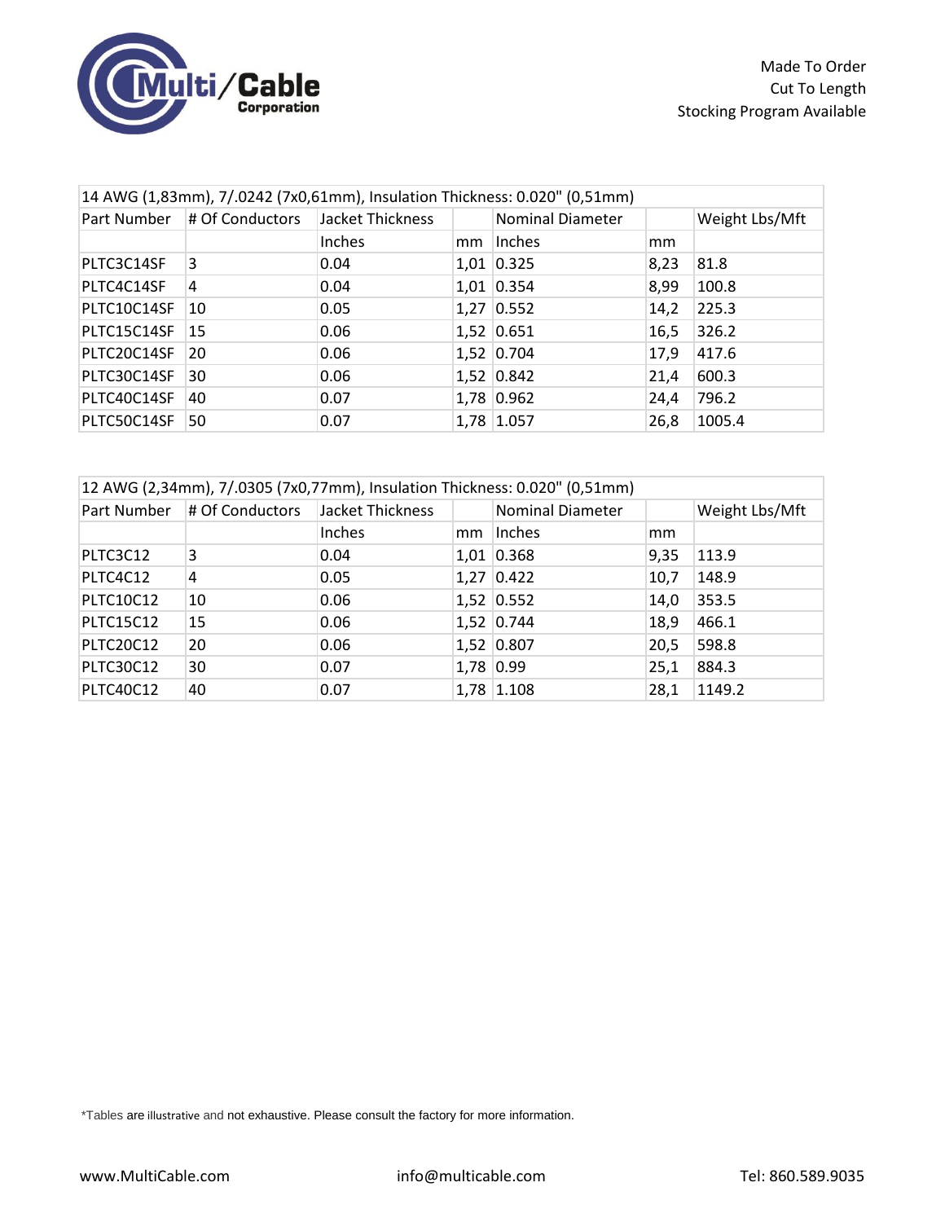Made To Order
Cut To Length
Stocking Program Available

| 14 AWG (1,83mm), 7/.0242 (7x0,61mm), Insulation Thickness: 0.020" (0,51mm) | | | | | | |
|---|---|---|---|---|---|---|
| Part Number | # Of Conductors | Jacket Thickness | | Nominal Diameter | | Weight Lbs/Mft |
| | | Inches | mm | Inches | mm | |
| PLTC3C14SF | 3 | 0.04 | 1,01 | 0.325 | 8,23 | 81.8 |
| PLTC4C14SF | 4 | 0.04 | 1,01 | 0.354 | 8,99 | 100.8 |
| PLTC10C14SF | 10 | 0.05 | 1,27 | 0.552 | 14,2 | 225.3 |
| PLTC15C14SF | 15 | 0.06 | 1,52 | 0.651 | 16,5 | 326.2 |
| PLTC20C14SF | 20 | 0.06 | 1,52 | 0.704 | 17,9 | 417.6 |
| PLTC30C14SF | 30 | 0.06 | 1,52 | 0.842 | 21,4 | 600.3 |
| PLTC40C14SF | 40 | 0.07 | 1,78 | 0.962 | 24,4 | 796.2 |
| PLTC50C14SF | 50 | 0.07 | 1,78 | 1.057 | 26,8 | 1005.4 |

| 12 AWG (2,34mm), 7/.0305 (7x0,77mm), Insulation Thickness: 0.020" (0,51mm) | | | | | | |
|---|---|---|---|---|---|---|
| Part Number | # Of Conductors | Jacket Thickness | | Nominal Diameter | | Weight Lbs/Mft |
| | | Inches | mm | Inches | mm | |
| PLTC3C12 | 3 | 0.04 | 1,01 | 0.368 | 9,35 | 113.9 |
| PLTC4C12 | 4 | 0.05 | 1,27 | 0.422 | 10,7 | 148.9 |
| PLTC10C12 | 10 | 0.06 | 1,52 | 0.552 | 14,0 | 353.5 |
| PLTC15C12 | 15 | 0.06 | 1,52 | 0.744 | 18,9 | 466.1 |
| PLTC20C12 | 20 | 0.06 | 1,52 | 0.807 | 20,5 | 598.8 |
| PLTC30C12 | 30 | 0.07 | 1,78 | 0.99 | 25,1 | 884.3 |
| PLTC40C12 | 40 | 0.07 | 1,78 | 1.108 | 28,1 | 1149.2 |

*Tables are illustrative and not exhaustive. Please consult the factory for more information.

www.MultiCable.com info@multicable.com Tel: 860.589.9035